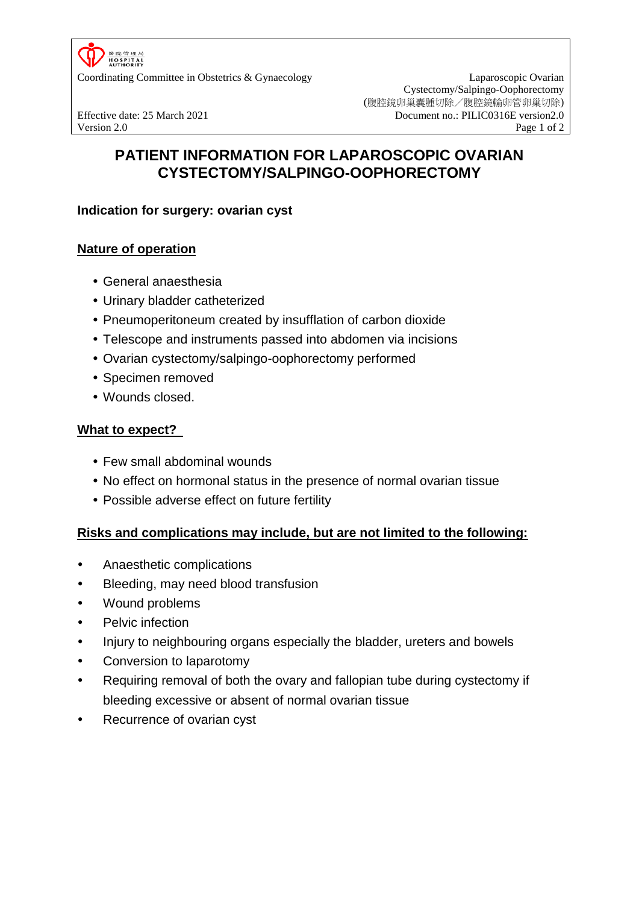# PATIENT INFORMATION FOR LAPAROSCOPIC OVARIAN CYSTECTOMY/SALPINGO-OOPHORECTOMY

**Indication for surgery: ovarian cyst**

## Nature of operation

- General anaesthesia
- Urinary bladder catheterized
- Pneumoperitoneum created by insufflation of carbon dioxide
- Telescope and instruments passed into abdomen via incisions
- Ovarian cystectomy/salpingo-oophorectomy performed
- Specimen removed
- Wounds closed.

## What to expect?

- Few small abdominal wounds
- No effect on hormonal status in the presence of normal ovarian tissue
- Possible adverse effect on future fertility

## Risks and complications may include, but are not limited to the following:

- Anaesthetic complications
- Bleeding, may need blood transfusion
- Wound problems
- Pelvic infection
- Injury to neighbouring organs especially the bladder, ureters and bowels
- Conversion to laparotomy
- Requiring removal of both the ovary and fallopian tube during cystectomy if bleeding excessive or absent of normal ovarian tissue
- Recurrence of ovarian cyst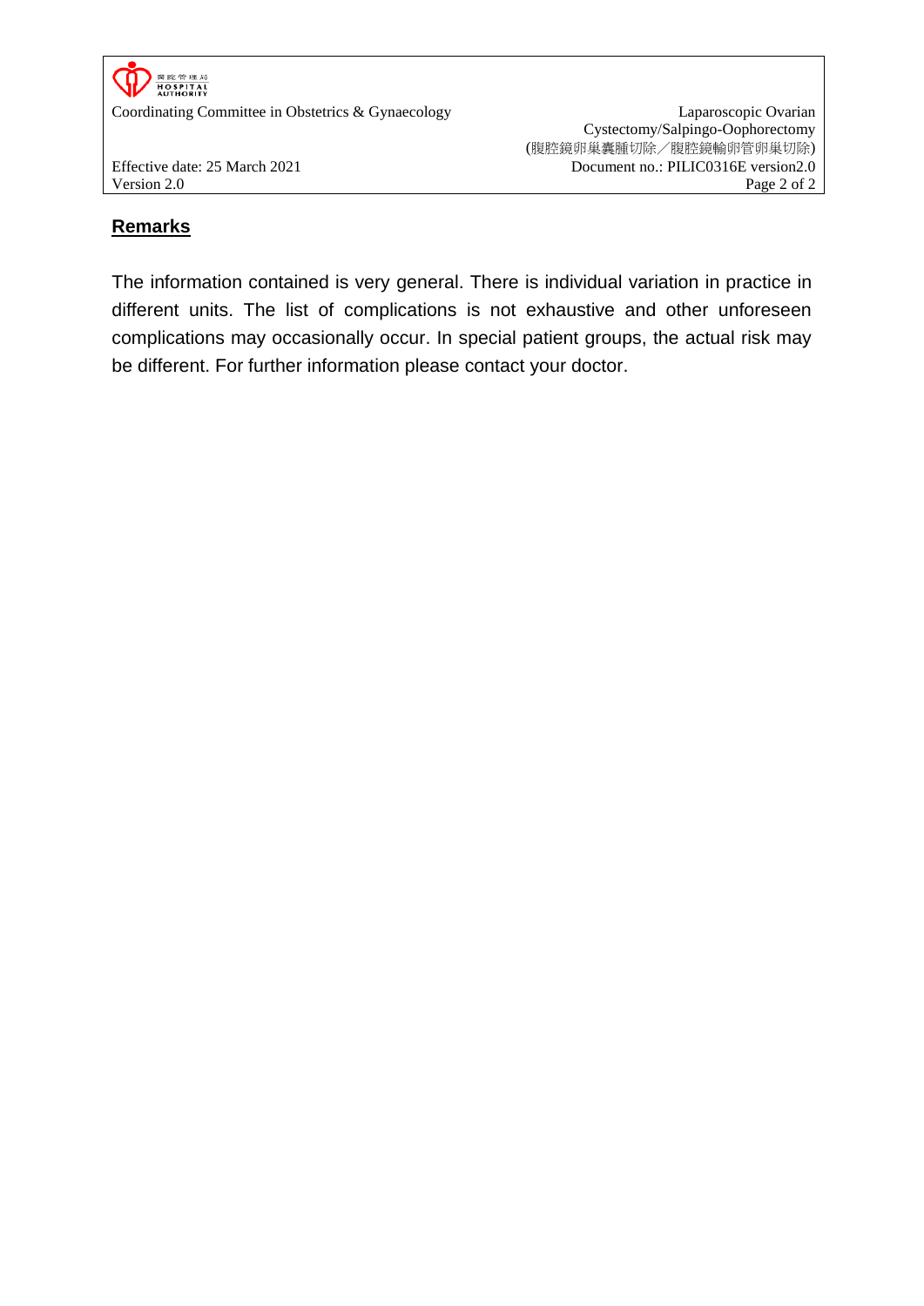## Remarks

The information contained is very general. There is individual variation in practice in different units. The list of complications is not exhaustive and other unforeseen complications may occasionally occur. In special patient groups, the actual risk may be different. For further information please contact your doctor.